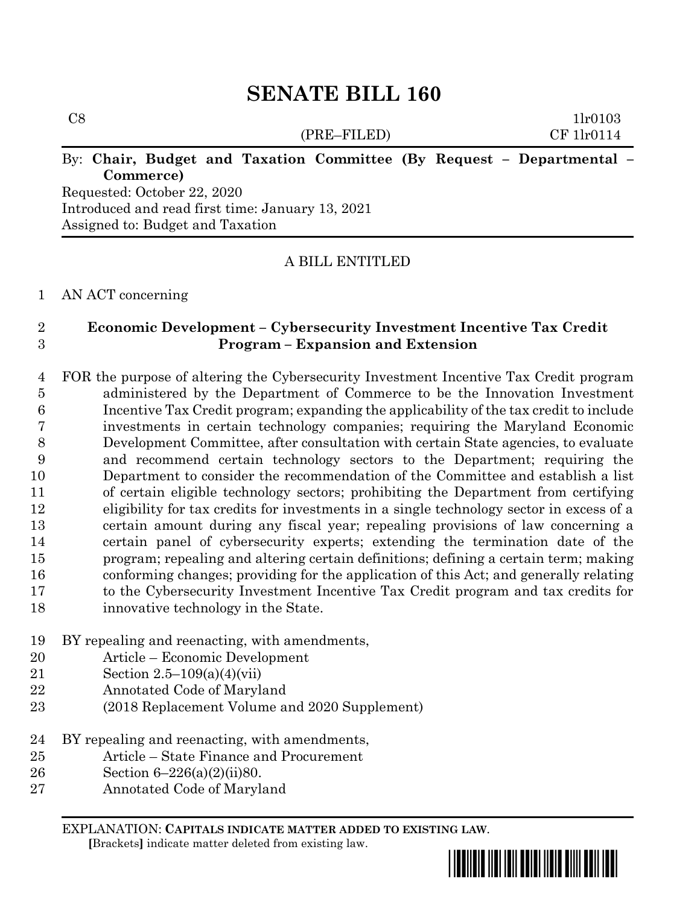# SENATE BILL 160

C8 1lr0103
(PRE–FILED) CF 1lr0114

By: **Chair, Budget and Taxation Committee (By Request – Departmental – Commerce)**
Requested: October 22, 2020
Introduced and read first time: January 13, 2021
Assigned to: Budget and Taxation

A BILL ENTITLED

AN ACT concerning

**Economic Development – Cybersecurity Investment Incentive Tax Credit Program – Expansion and Extension**

FOR the purpose of altering the Cybersecurity Investment Incentive Tax Credit program administered by the Department of Commerce to be the Innovation Investment Incentive Tax Credit program; expanding the applicability of the tax credit to include investments in certain technology companies; requiring the Maryland Economic Development Committee, after consultation with certain State agencies, to evaluate and recommend certain technology sectors to the Department; requiring the Department to consider the recommendation of the Committee and establish a list of certain eligible technology sectors; prohibiting the Department from certifying eligibility for tax credits for investments in a single technology sector in excess of a certain amount during any fiscal year; repealing provisions of law concerning a certain panel of cybersecurity experts; extending the termination date of the program; repealing and altering certain definitions; defining a certain term; making conforming changes; providing for the application of this Act; and generally relating to the Cybersecurity Investment Incentive Tax Credit program and tax credits for innovative technology in the State.

BY repealing and reenacting, with amendments,
Article – Economic Development
Section 2.5–109(a)(4)(vii)
Annotated Code of Maryland
(2018 Replacement Volume and 2020 Supplement)

BY repealing and reenacting, with amendments,
Article – State Finance and Procurement
Section 6–226(a)(2)(ii)80.
Annotated Code of Maryland

EXPLANATION: **CAPITALS INDICATE MATTER ADDED TO EXISTING LAW.**
**[**Brackets**]** indicate matter deleted from existing law.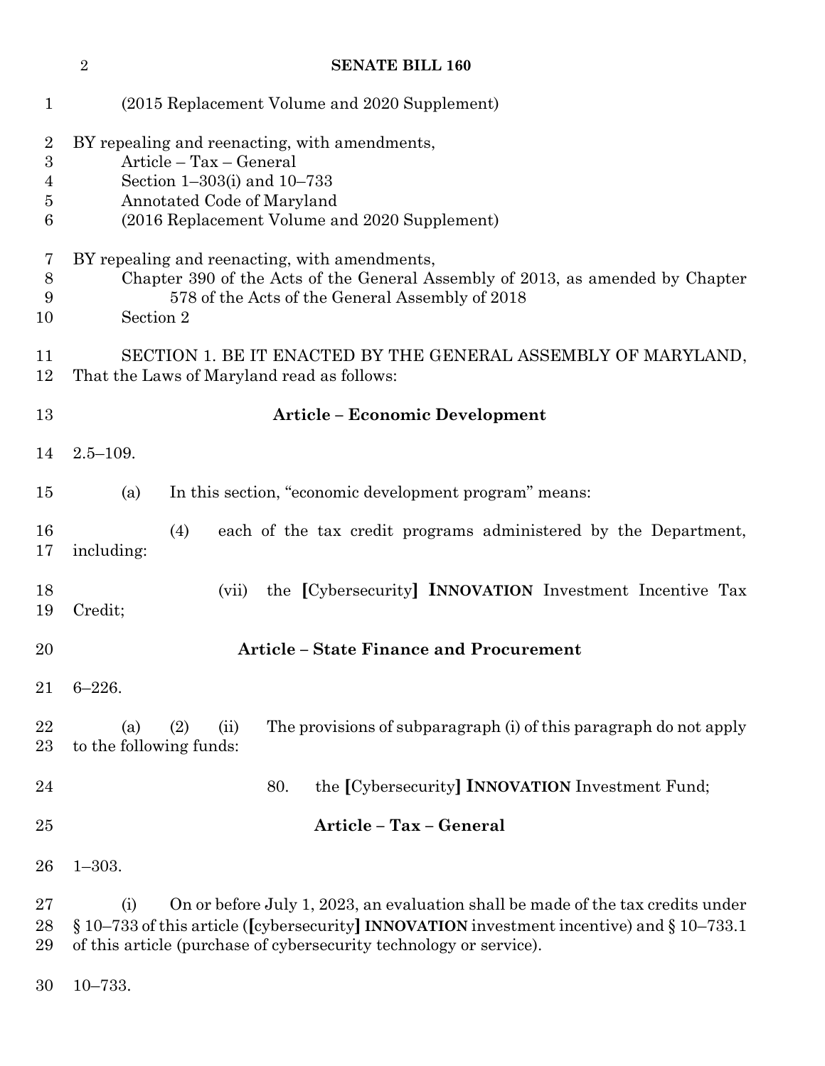(2015 Replacement Volume and 2020 Supplement)

BY repealing and reenacting, with amendments,
Article – Tax – General
Section 1–303(i) and 10–733
Annotated Code of Maryland
(2016 Replacement Volume and 2020 Supplement)

BY repealing and reenacting, with amendments,
Chapter 390 of the Acts of the General Assembly of 2013, as amended by Chapter 578 of the Acts of the General Assembly of 2018
Section 2

SECTION 1. BE IT ENACTED BY THE GENERAL ASSEMBLY OF MARYLAND, That the Laws of Maryland read as follows:

**Article – Economic Development**

2.5–109.

(a) In this section, "economic development program" means:

(4) each of the tax credit programs administered by the Department, including:

(vii) the **[**Cybersecurity**]** **INNOVATION** Investment Incentive Tax Credit;

**Article – State Finance and Procurement**

6–226.

(a) (2) (ii) The provisions of subparagraph (i) of this paragraph do not apply to the following funds:

80. the **[**Cybersecurity**]** **INNOVATION** Investment Fund;

**Article – Tax – General**

1–303.

(i) On or before July 1, 2023, an evaluation shall be made of the tax credits under § 10–733 of this article (**[**cybersecurity**]** **INNOVATION** investment incentive) and § 10–733.1 of this article (purchase of cybersecurity technology or service).

10–733.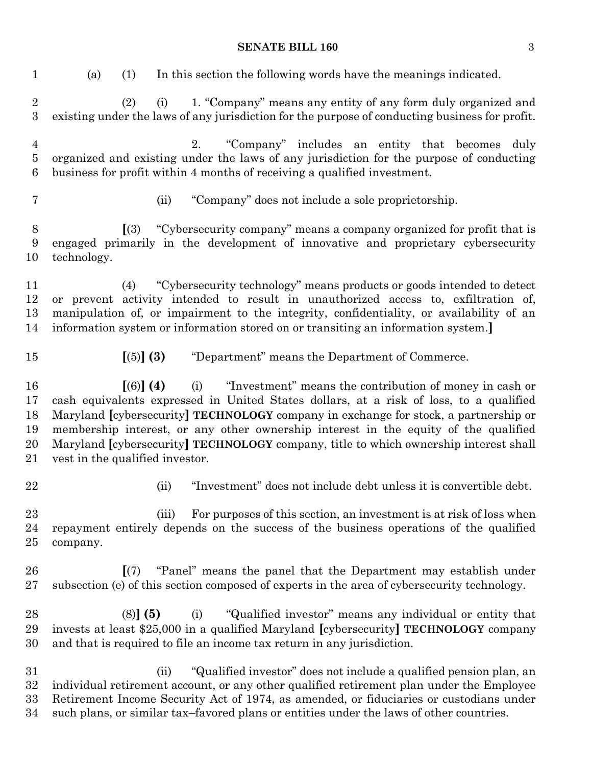(a) (1) In this section the following words have the meanings indicated.

(2) (i) 1. "Company" means any entity of any form duly organized and existing under the laws of any jurisdiction for the purpose of conducting business for profit.

2. "Company" includes an entity that becomes duly organized and existing under the laws of any jurisdiction for the purpose of conducting business for profit within 4 months of receiving a qualified investment.

(ii) "Company" does not include a sole proprietorship.

**[**(3) "Cybersecurity company" means a company organized for profit that is engaged primarily in the development of innovative and proprietary cybersecurity technology.

(4) "Cybersecurity technology" means products or goods intended to detect or prevent activity intended to result in unauthorized access to, exfiltration of, manipulation of, or impairment to the integrity, confidentiality, or availability of an information system or information stored on or transiting an information system.**]**

**[**(5)**] (3)** "Department" means the Department of Commerce.

**[**(6)**] (4)** (i) "Investment" means the contribution of money in cash or cash equivalents expressed in United States dollars, at a risk of loss, to a qualified Maryland **[**cybersecurity**] TECHNOLOGY** company in exchange for stock, a partnership or membership interest, or any other ownership interest in the equity of the qualified Maryland **[**cybersecurity**] TECHNOLOGY** company, title to which ownership interest shall vest in the qualified investor.

(ii) "Investment" does not include debt unless it is convertible debt.

(iii) For purposes of this section, an investment is at risk of loss when repayment entirely depends on the success of the business operations of the qualified company.

**[**(7) "Panel" means the panel that the Department may establish under subsection (e) of this section composed of experts in the area of cybersecurity technology.

(8)**] (5)** (i) "Qualified investor" means any individual or entity that invests at least $25,000 in a qualified Maryland **[**cybersecurity**] TECHNOLOGY** company and that is required to file an income tax return in any jurisdiction.

(ii) "Qualified investor" does not include a qualified pension plan, an individual retirement account, or any other qualified retirement plan under the Employee Retirement Income Security Act of 1974, as amended, or fiduciaries or custodians under such plans, or similar tax–favored plans or entities under the laws of other countries.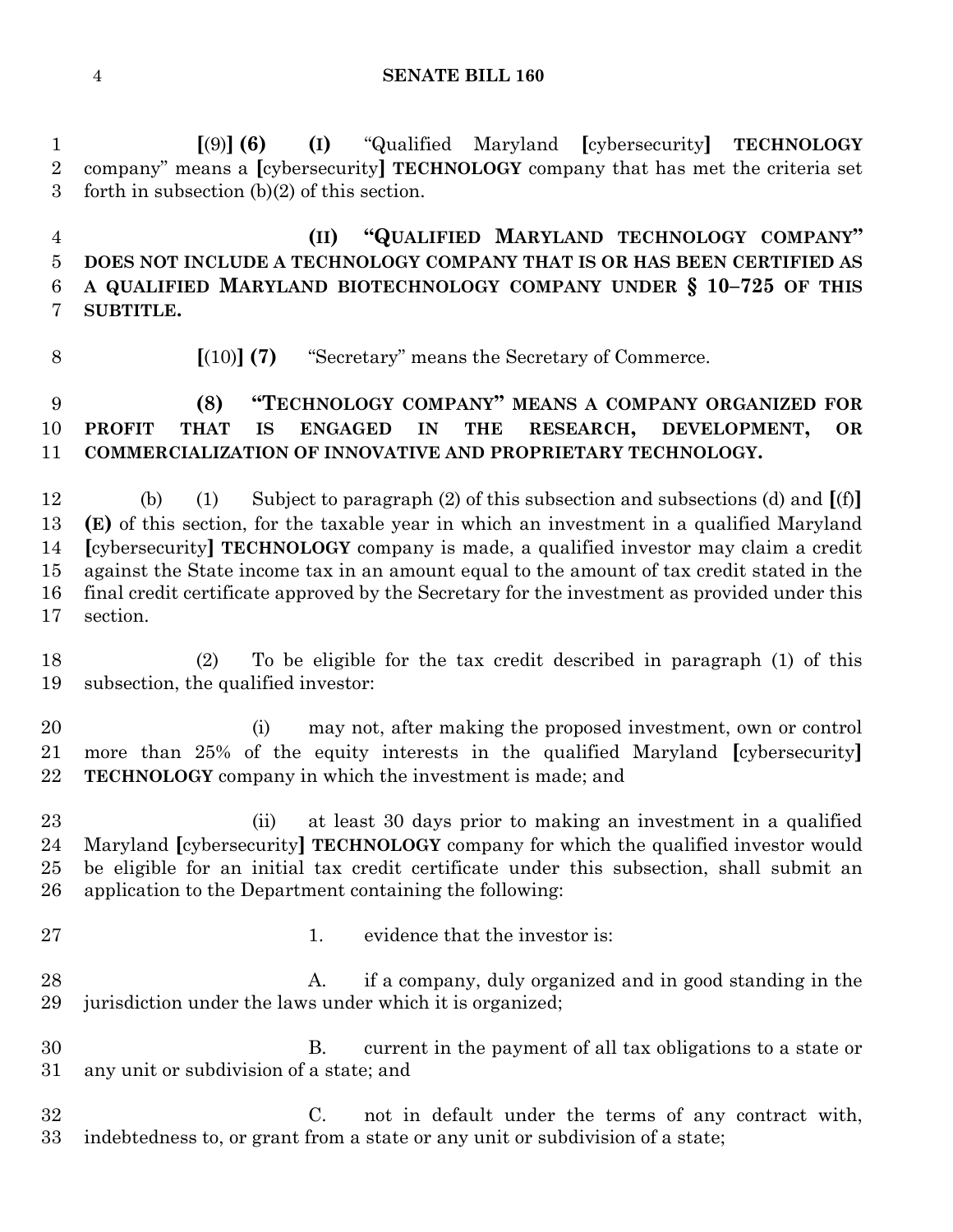[(9)] **(6)** **(I)** "Qualified Maryland [cybersecurity] **TECHNOLOGY** company" means a [cybersecurity] **TECHNOLOGY** company that has met the criteria set forth in subsection (b)(2) of this section.

**(II) "QUALIFIED MARYLAND TECHNOLOGY COMPANY" DOES NOT INCLUDE A TECHNOLOGY COMPANY THAT IS OR HAS BEEN CERTIFIED AS A QUALIFIED MARYLAND BIOTECHNOLOGY COMPANY UNDER § 10–725 OF THIS SUBTITLE.**

[(10)] **(7)** "Secretary" means the Secretary of Commerce.

**(8) "TECHNOLOGY COMPANY" MEANS A COMPANY ORGANIZED FOR PROFIT THAT IS ENGAGED IN THE RESEARCH, DEVELOPMENT, OR COMMERCIALIZATION OF INNOVATIVE AND PROPRIETARY TECHNOLOGY.**

(b) (1) Subject to paragraph (2) of this subsection and subsections (d) and [(f)] **(E)** of this section, for the taxable year in which an investment in a qualified Maryland [cybersecurity] **TECHNOLOGY** company is made, a qualified investor may claim a credit against the State income tax in an amount equal to the amount of tax credit stated in the final credit certificate approved by the Secretary for the investment as provided under this section.

(2) To be eligible for the tax credit described in paragraph (1) of this subsection, the qualified investor:

(i) may not, after making the proposed investment, own or control more than 25% of the equity interests in the qualified Maryland [cybersecurity] **TECHNOLOGY** company in which the investment is made; and

(ii) at least 30 days prior to making an investment in a qualified Maryland [cybersecurity] **TECHNOLOGY** company for which the qualified investor would be eligible for an initial tax credit certificate under this subsection, shall submit an application to the Department containing the following:

1. evidence that the investor is:

A. if a company, duly organized and in good standing in the jurisdiction under the laws under which it is organized;

B. current in the payment of all tax obligations to a state or any unit or subdivision of a state; and

C. not in default under the terms of any contract with, indebtedness to, or grant from a state or any unit or subdivision of a state;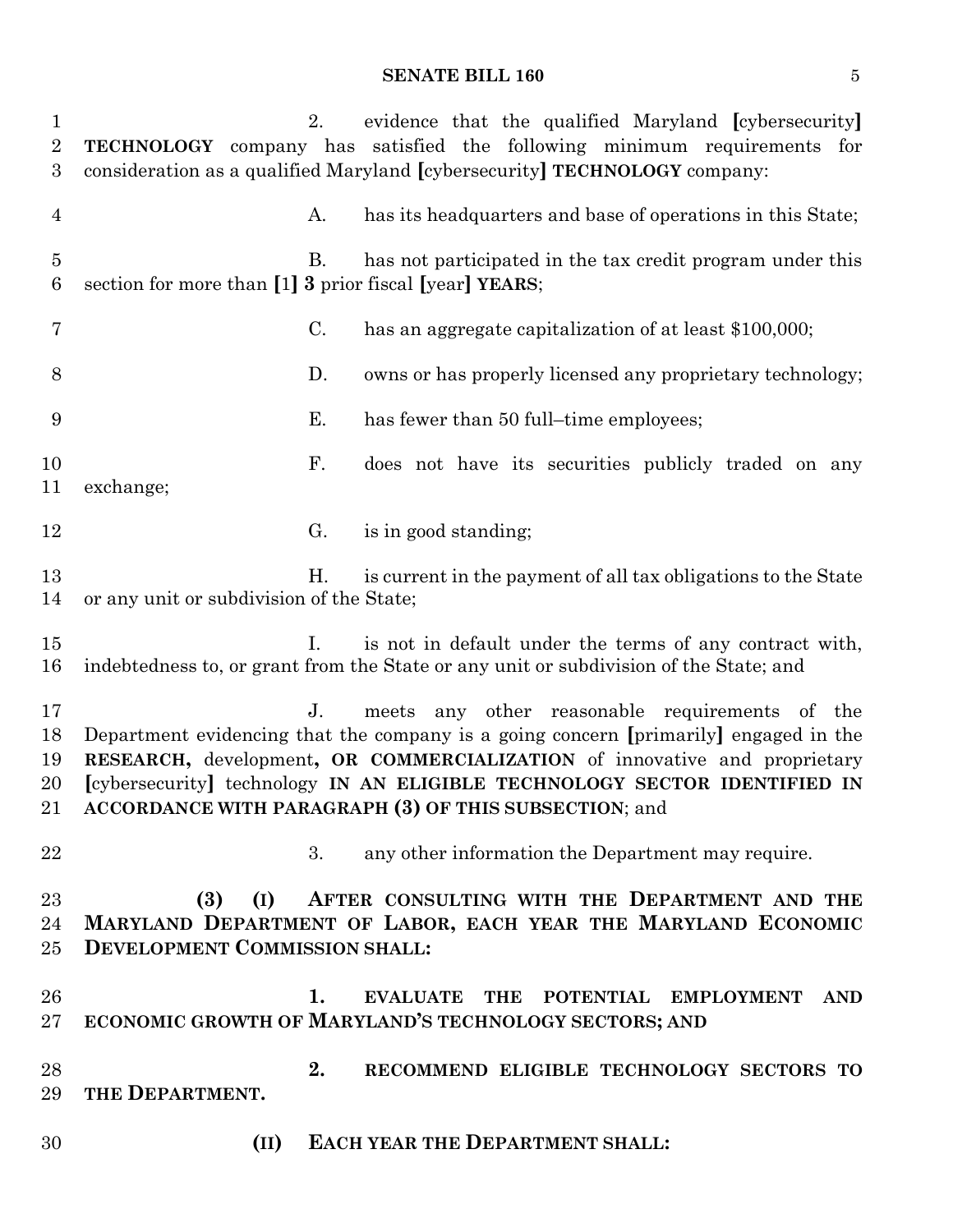2. evidence that the qualified Maryland [cybersecurity] **TECHNOLOGY** company has satisfied the following minimum requirements for consideration as a qualified Maryland [cybersecurity] **TECHNOLOGY** company:

A. has its headquarters and base of operations in this State;

B. has not participated in the tax credit program under this section for more than [1] **3** prior fiscal [year] **YEARS**;

C. has an aggregate capitalization of at least $100,000;

D. owns or has properly licensed any proprietary technology;

E. has fewer than 50 full–time employees;

F. does not have its securities publicly traded on any exchange;

G. is in good standing;

H. is current in the payment of all tax obligations to the State or any unit or subdivision of the State;

I. is not in default under the terms of any contract with, indebtedness to, or grant from the State or any unit or subdivision of the State; and

J. meets any other reasonable requirements of the Department evidencing that the company is a going concern [primarily] engaged in the **RESEARCH,** development**, OR COMMERCIALIZATION** of innovative and proprietary [cybersecurity] technology **IN AN ELIGIBLE TECHNOLOGY SECTOR IDENTIFIED IN ACCORDANCE WITH PARAGRAPH (3) OF THIS SUBSECTION**; and

3. any other information the Department may require.

**(3) (I) AFTER CONSULTING WITH THE DEPARTMENT AND THE MARYLAND DEPARTMENT OF LABOR, EACH YEAR THE MARYLAND ECONOMIC DEVELOPMENT COMMISSION SHALL:**

**1. EVALUATE THE POTENTIAL EMPLOYMENT AND ECONOMIC GROWTH OF MARYLAND'S TECHNOLOGY SECTORS; AND**

**2. RECOMMEND ELIGIBLE TECHNOLOGY SECTORS TO THE DEPARTMENT.**

**(II) EACH YEAR THE DEPARTMENT SHALL:**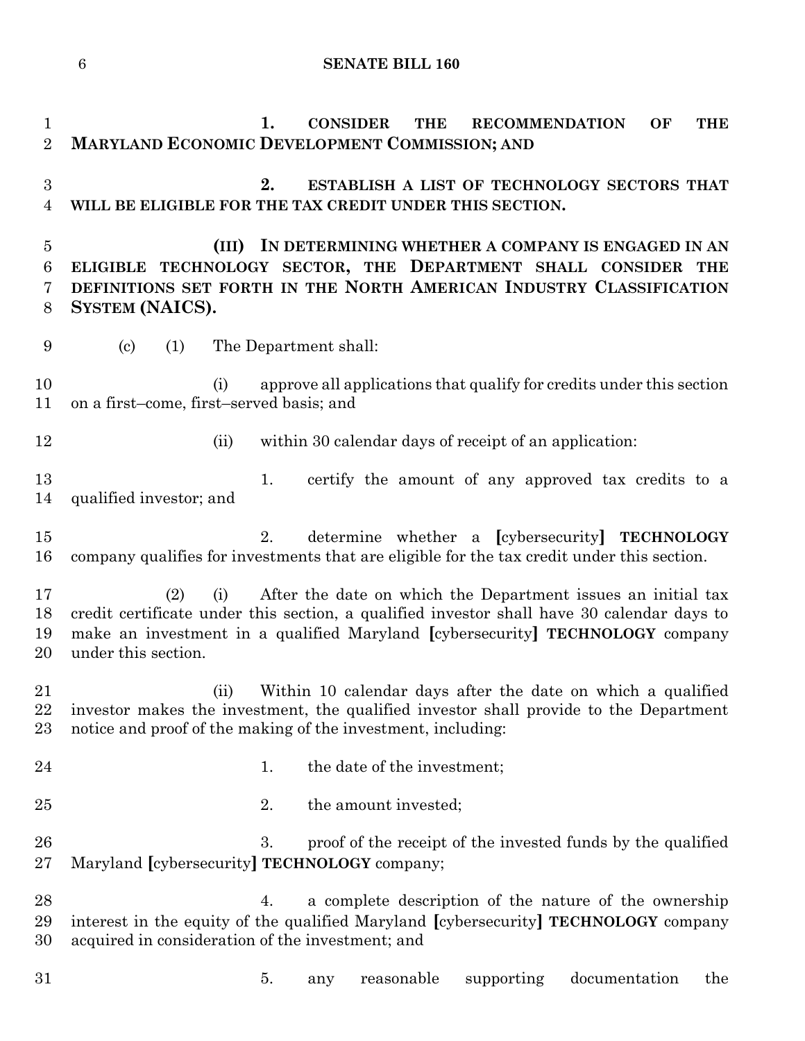1. CONSIDER THE RECOMMENDATION OF THE MARYLAND ECONOMIC DEVELOPMENT COMMISSION; AND

2. ESTABLISH A LIST OF TECHNOLOGY SECTORS THAT WILL BE ELIGIBLE FOR THE TAX CREDIT UNDER THIS SECTION.

(III) IN DETERMINING WHETHER A COMPANY IS ENGAGED IN AN ELIGIBLE TECHNOLOGY SECTOR, THE DEPARTMENT SHALL CONSIDER THE DEFINITIONS SET FORTH IN THE NORTH AMERICAN INDUSTRY CLASSIFICATION SYSTEM (NAICS).

(c) (1) The Department shall:

(i) approve all applications that qualify for credits under this section on a first–come, first–served basis; and

(ii) within 30 calendar days of receipt of an application:

1. certify the amount of any approved tax credits to a qualified investor; and

2. determine whether a [cybersecurity] TECHNOLOGY company qualifies for investments that are eligible for the tax credit under this section.

(2) (i) After the date on which the Department issues an initial tax credit certificate under this section, a qualified investor shall have 30 calendar days to make an investment in a qualified Maryland [cybersecurity] TECHNOLOGY company under this section.

(ii) Within 10 calendar days after the date on which a qualified investor makes the investment, the qualified investor shall provide to the Department notice and proof of the making of the investment, including:

1. the date of the investment;

2. the amount invested;

3. proof of the receipt of the invested funds by the qualified Maryland [cybersecurity] TECHNOLOGY company;

4. a complete description of the nature of the ownership interest in the equity of the qualified Maryland [cybersecurity] TECHNOLOGY company acquired in consideration of the investment; and

5. any reasonable supporting documentation the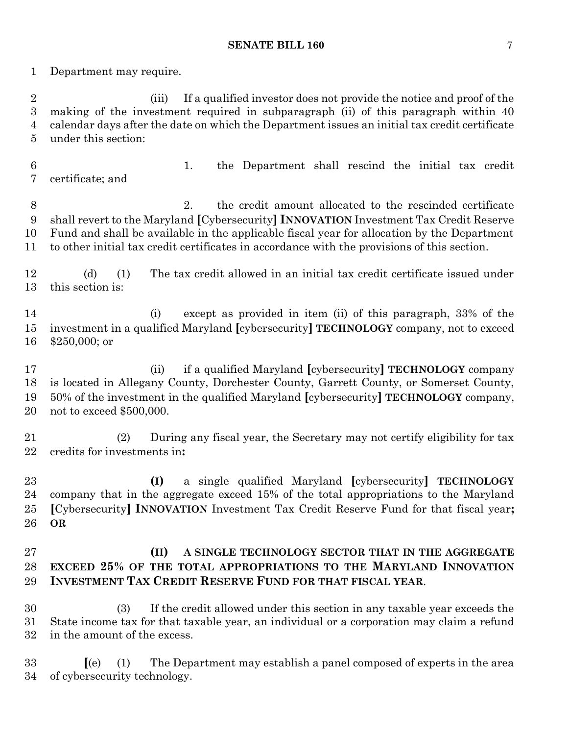Department may require.

(iii) If a qualified investor does not provide the notice and proof of the making of the investment required in subparagraph (ii) of this paragraph within 40 calendar days after the date on which the Department issues an initial tax credit certificate under this section:

1. the Department shall rescind the initial tax credit certificate; and

2. the credit amount allocated to the rescinded certificate shall revert to the Maryland [Cybersecurity] **INNOVATION** Investment Tax Credit Reserve Fund and shall be available in the applicable fiscal year for allocation by the Department to other initial tax credit certificates in accordance with the provisions of this section.

(d) (1) The tax credit allowed in an initial tax credit certificate issued under this section is:

(i) except as provided in item (ii) of this paragraph, 33% of the investment in a qualified Maryland [cybersecurity] **TECHNOLOGY** company, not to exceed $250,000; or

(ii) if a qualified Maryland [cybersecurity] **TECHNOLOGY** company is located in Allegany County, Dorchester County, Garrett County, or Somerset County, 50% of the investment in the qualified Maryland [cybersecurity] **TECHNOLOGY** company, not to exceed $500,000.

(2) During any fiscal year, the Secretary may not certify eligibility for tax credits for investments in**:**

**(I)** a single qualified Maryland [cybersecurity] **TECHNOLOGY** company that in the aggregate exceed 15% of the total appropriations to the Maryland [Cybersecurity] **INNOVATION** Investment Tax Credit Reserve Fund for that fiscal year**; OR**

**(II) A SINGLE TECHNOLOGY SECTOR THAT IN THE AGGREGATE EXCEED 25% OF THE TOTAL APPROPRIATIONS TO THE MARYLAND INNOVATION INVESTMENT TAX CREDIT RESERVE FUND FOR THAT FISCAL YEAR**.

(3) If the credit allowed under this section in any taxable year exceeds the State income tax for that taxable year, an individual or a corporation may claim a refund in the amount of the excess.

[(e) (1) The Department may establish a panel composed of experts in the area of cybersecurity technology.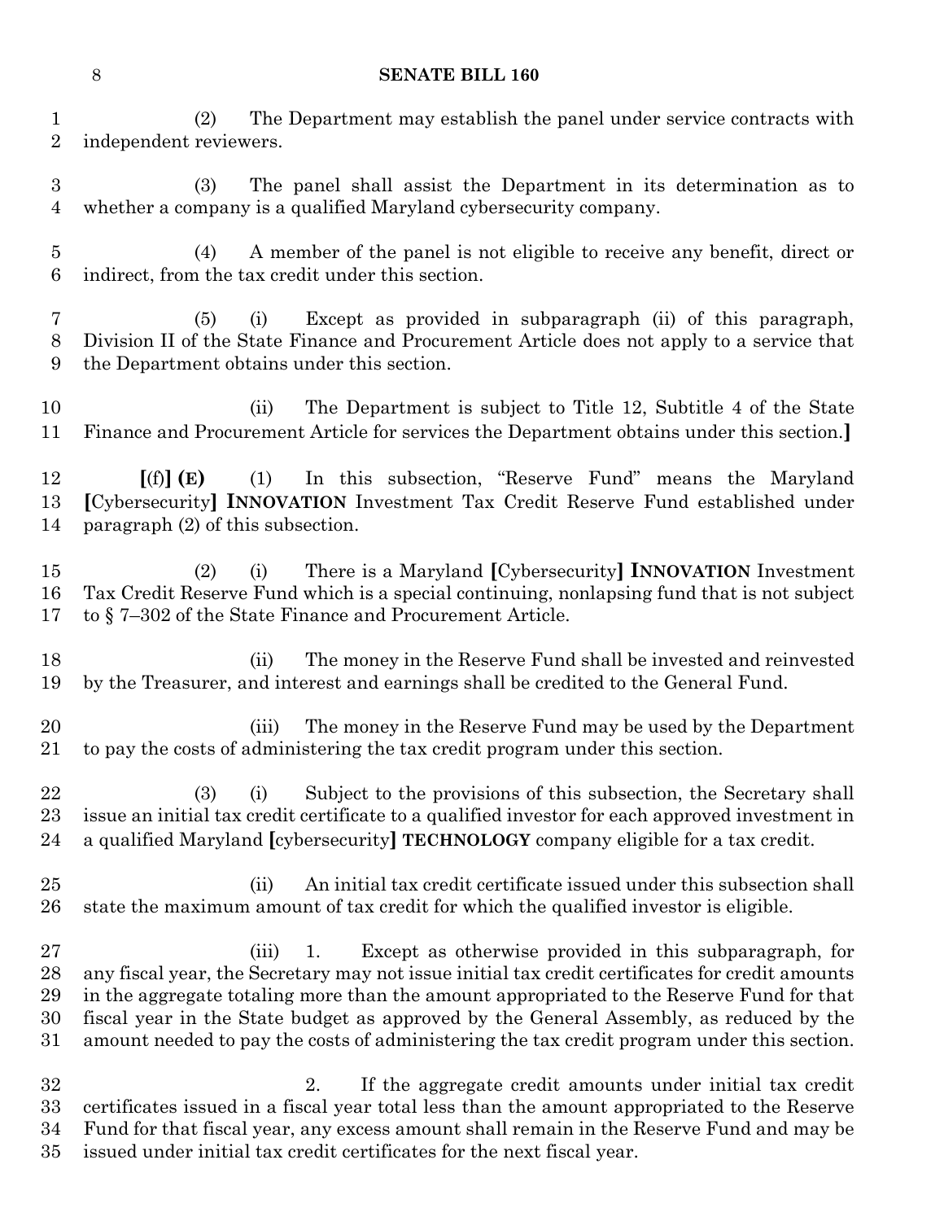(2) The Department may establish the panel under service contracts with independent reviewers.

(3) The panel shall assist the Department in its determination as to whether a company is a qualified Maryland cybersecurity company.

(4) A member of the panel is not eligible to receive any benefit, direct or indirect, from the tax credit under this section.

(5) (i) Except as provided in subparagraph (ii) of this paragraph, Division II of the State Finance and Procurement Article does not apply to a service that the Department obtains under this section.

(ii) The Department is subject to Title 12, Subtitle 4 of the State Finance and Procurement Article for services the Department obtains under this section.**]**

**[**(f)**] (E)** (1) In this subsection, "Reserve Fund" means the Maryland **[**Cybersecurity**] INNOVATION** Investment Tax Credit Reserve Fund established under paragraph (2) of this subsection.

(2) (i) There is a Maryland **[**Cybersecurity**] INNOVATION** Investment Tax Credit Reserve Fund which is a special continuing, nonlapsing fund that is not subject to § 7–302 of the State Finance and Procurement Article.

(ii) The money in the Reserve Fund shall be invested and reinvested by the Treasurer, and interest and earnings shall be credited to the General Fund.

(iii) The money in the Reserve Fund may be used by the Department to pay the costs of administering the tax credit program under this section.

(3) (i) Subject to the provisions of this subsection, the Secretary shall issue an initial tax credit certificate to a qualified investor for each approved investment in a qualified Maryland **[**cybersecurity**] TECHNOLOGY** company eligible for a tax credit.

(ii) An initial tax credit certificate issued under this subsection shall state the maximum amount of tax credit for which the qualified investor is eligible.

(iii) 1. Except as otherwise provided in this subparagraph, for any fiscal year, the Secretary may not issue initial tax credit certificates for credit amounts in the aggregate totaling more than the amount appropriated to the Reserve Fund for that fiscal year in the State budget as approved by the General Assembly, as reduced by the amount needed to pay the costs of administering the tax credit program under this section.

2. If the aggregate credit amounts under initial tax credit certificates issued in a fiscal year total less than the amount appropriated to the Reserve Fund for that fiscal year, any excess amount shall remain in the Reserve Fund and may be issued under initial tax credit certificates for the next fiscal year.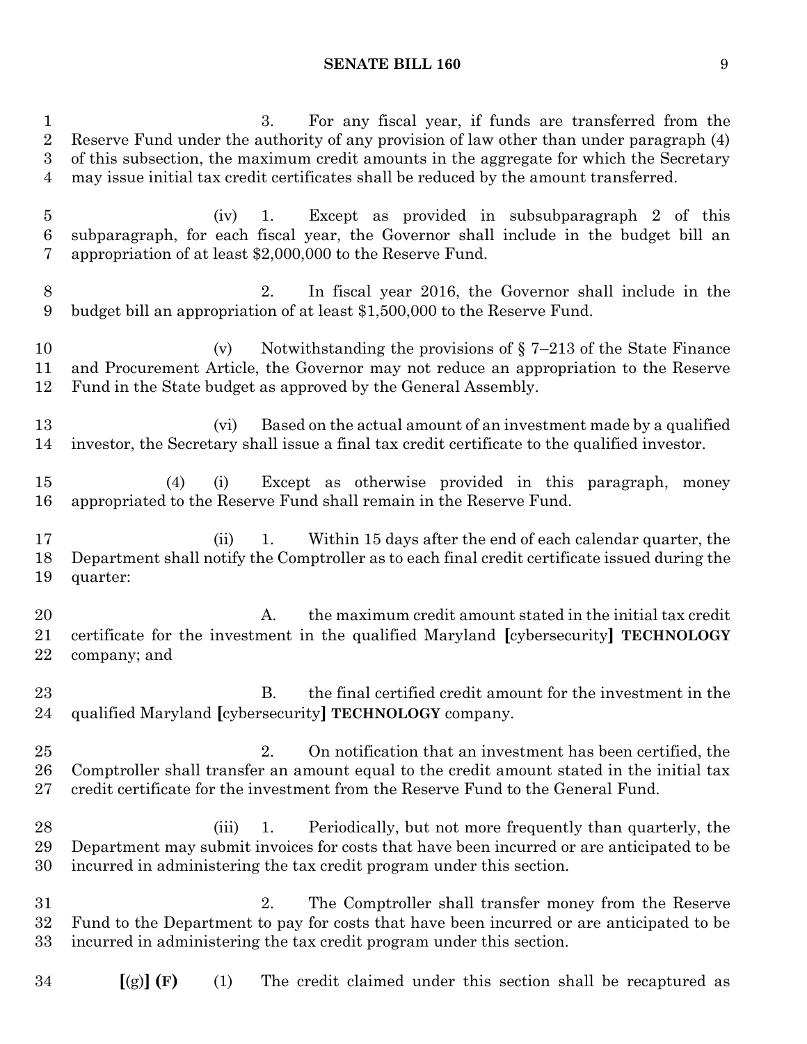3. For any fiscal year, if funds are transferred from the Reserve Fund under the authority of any provision of law other than under paragraph (4) of this subsection, the maximum credit amounts in the aggregate for which the Secretary may issue initial tax credit certificates shall be reduced by the amount transferred.

(iv) 1. Except as provided in subsubparagraph 2 of this subparagraph, for each fiscal year, the Governor shall include in the budget bill an appropriation of at least $2,000,000 to the Reserve Fund.

2. In fiscal year 2016, the Governor shall include in the budget bill an appropriation of at least $1,500,000 to the Reserve Fund.

(v) Notwithstanding the provisions of § 7–213 of the State Finance and Procurement Article, the Governor may not reduce an appropriation to the Reserve Fund in the State budget as approved by the General Assembly.

(vi) Based on the actual amount of an investment made by a qualified investor, the Secretary shall issue a final tax credit certificate to the qualified investor.

(4) (i) Except as otherwise provided in this paragraph, money appropriated to the Reserve Fund shall remain in the Reserve Fund.

(ii) 1. Within 15 days after the end of each calendar quarter, the Department shall notify the Comptroller as to each final credit certificate issued during the quarter:

A. the maximum credit amount stated in the initial tax credit certificate for the investment in the qualified Maryland **[**cybersecurity**]** **TECHNOLOGY** company; and

B. the final certified credit amount for the investment in the qualified Maryland **[**cybersecurity**]** **TECHNOLOGY** company.

2. On notification that an investment has been certified, the Comptroller shall transfer an amount equal to the credit amount stated in the initial tax credit certificate for the investment from the Reserve Fund to the General Fund.

(iii) 1. Periodically, but not more frequently than quarterly, the Department may submit invoices for costs that have been incurred or are anticipated to be incurred in administering the tax credit program under this section.

2. The Comptroller shall transfer money from the Reserve Fund to the Department to pay for costs that have been incurred or are anticipated to be incurred in administering the tax credit program under this section.

**[**(g)**]** **(F)** (1) The credit claimed under this section shall be recaptured as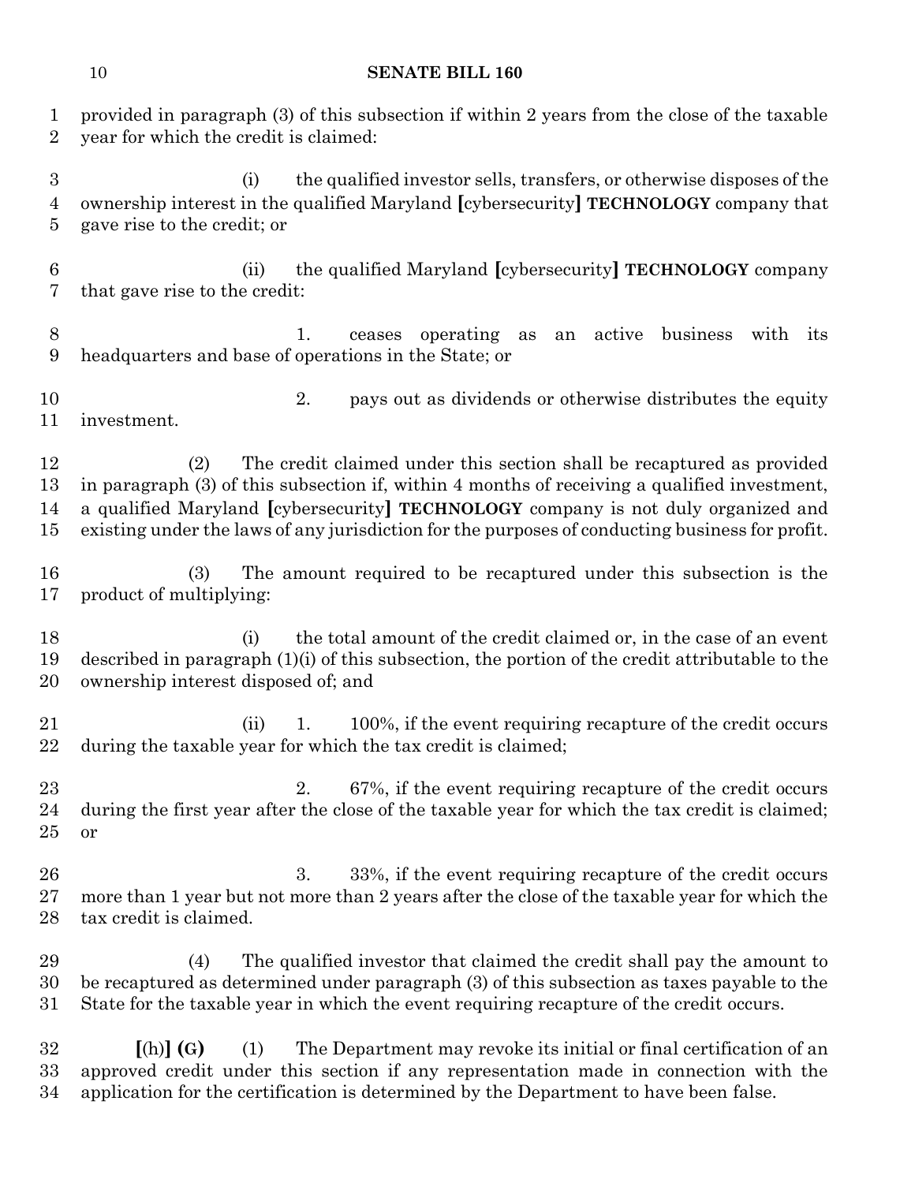provided in paragraph (3) of this subsection if within 2 years from the close of the taxable year for which the credit is claimed:

(i) the qualified investor sells, transfers, or otherwise disposes of the ownership interest in the qualified Maryland [cybersecurity] **TECHNOLOGY** company that gave rise to the credit; or

(ii) the qualified Maryland [cybersecurity] **TECHNOLOGY** company that gave rise to the credit:

1. ceases operating as an active business with its headquarters and base of operations in the State; or

2. pays out as dividends or otherwise distributes the equity investment.

(2) The credit claimed under this section shall be recaptured as provided in paragraph (3) of this subsection if, within 4 months of receiving a qualified investment, a qualified Maryland [cybersecurity] **TECHNOLOGY** company is not duly organized and existing under the laws of any jurisdiction for the purposes of conducting business for profit.

(3) The amount required to be recaptured under this subsection is the product of multiplying:

(i) the total amount of the credit claimed or, in the case of an event described in paragraph (1)(i) of this subsection, the portion of the credit attributable to the ownership interest disposed of; and

(ii) 1. 100%, if the event requiring recapture of the credit occurs during the taxable year for which the tax credit is claimed;

2. 67%, if the event requiring recapture of the credit occurs during the first year after the close of the taxable year for which the tax credit is claimed; or

3. 33%, if the event requiring recapture of the credit occurs more than 1 year but not more than 2 years after the close of the taxable year for which the tax credit is claimed.

(4) The qualified investor that claimed the credit shall pay the amount to be recaptured as determined under paragraph (3) of this subsection as taxes payable to the State for the taxable year in which the event requiring recapture of the credit occurs.

[(h)] **(G)** (1) The Department may revoke its initial or final certification of an approved credit under this section if any representation made in connection with the application for the certification is determined by the Department to have been false.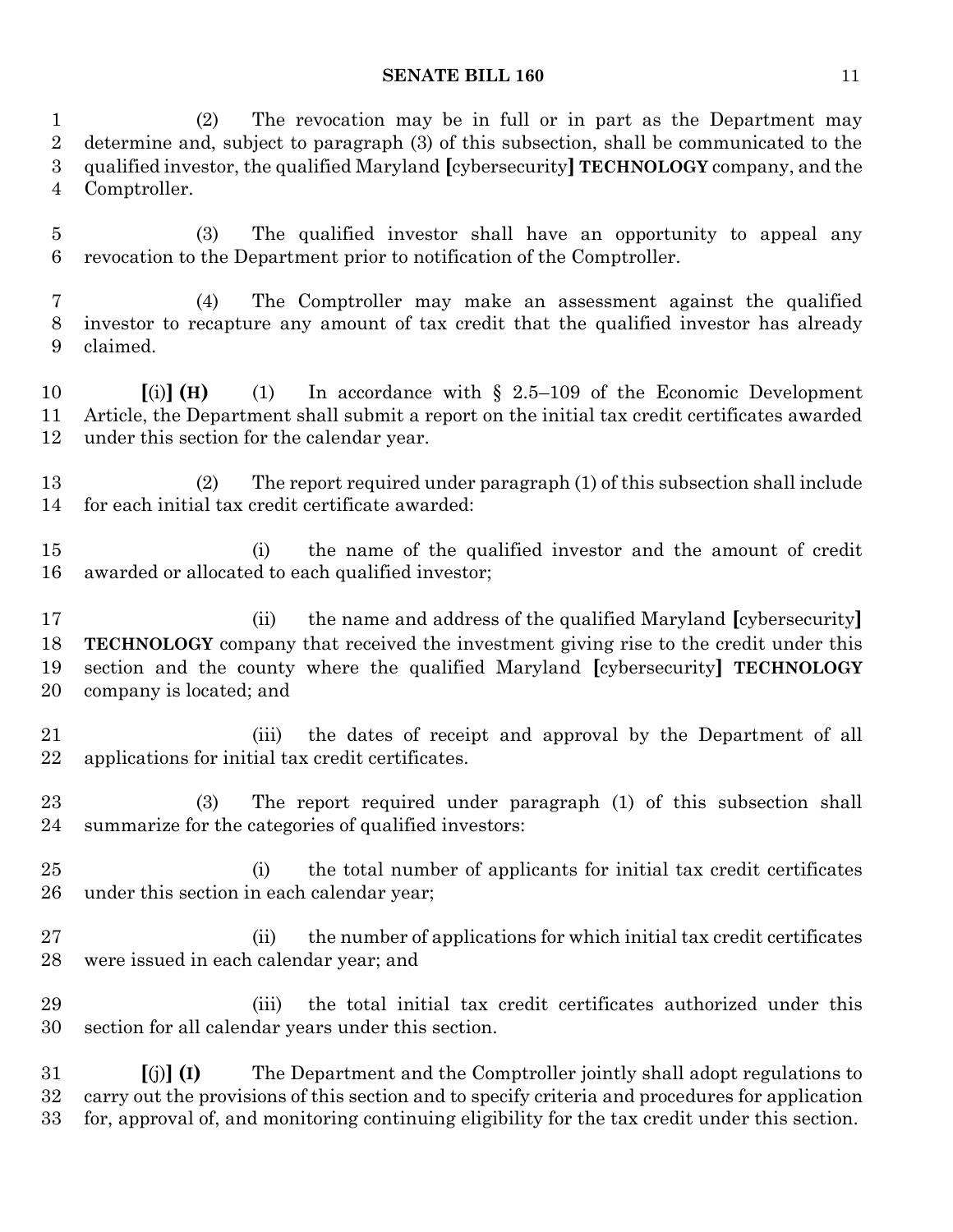(2) The revocation may be in full or in part as the Department may determine and, subject to paragraph (3) of this subsection, shall be communicated to the qualified investor, the qualified Maryland **[**cybersecurity**]** **TECHNOLOGY** company, and the Comptroller.

(3) The qualified investor shall have an opportunity to appeal any revocation to the Department prior to notification of the Comptroller.

(4) The Comptroller may make an assessment against the qualified investor to recapture any amount of tax credit that the qualified investor has already claimed.

**[**(i)**]** **(H)** (1) In accordance with § 2.5–109 of the Economic Development Article, the Department shall submit a report on the initial tax credit certificates awarded under this section for the calendar year.

(2) The report required under paragraph (1) of this subsection shall include for each initial tax credit certificate awarded:

(i) the name of the qualified investor and the amount of credit awarded or allocated to each qualified investor;

(ii) the name and address of the qualified Maryland **[**cybersecurity**]** **TECHNOLOGY** company that received the investment giving rise to the credit under this section and the county where the qualified Maryland **[**cybersecurity**]** **TECHNOLOGY** company is located; and

(iii) the dates of receipt and approval by the Department of all applications for initial tax credit certificates.

(3) The report required under paragraph (1) of this subsection shall summarize for the categories of qualified investors:

(i) the total number of applicants for initial tax credit certificates under this section in each calendar year;

(ii) the number of applications for which initial tax credit certificates were issued in each calendar year; and

(iii) the total initial tax credit certificates authorized under this section for all calendar years under this section.

**[**(j)**]** **(I)** The Department and the Comptroller jointly shall adopt regulations to carry out the provisions of this section and to specify criteria and procedures for application for, approval of, and monitoring continuing eligibility for the tax credit under this section.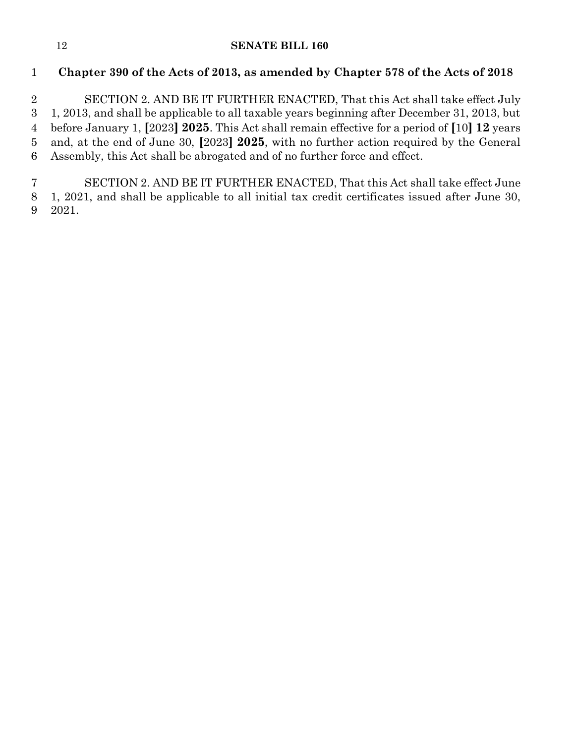**Chapter 390 of the Acts of 2013, as amended by Chapter 578 of the Acts of 2018**

SECTION 2. AND BE IT FURTHER ENACTED, That this Act shall take effect July 1, 2013, and shall be applicable to all taxable years beginning after December 31, 2013, but before January 1, **[**2023**] 2025**. This Act shall remain effective for a period of **[**10**] 12** years and, at the end of June 30, **[**2023**] 2025**, with no further action required by the General Assembly, this Act shall be abrogated and of no further force and effect.

SECTION 2. AND BE IT FURTHER ENACTED, That this Act shall take effect June 1, 2021, and shall be applicable to all initial tax credit certificates issued after June 30, 2021.